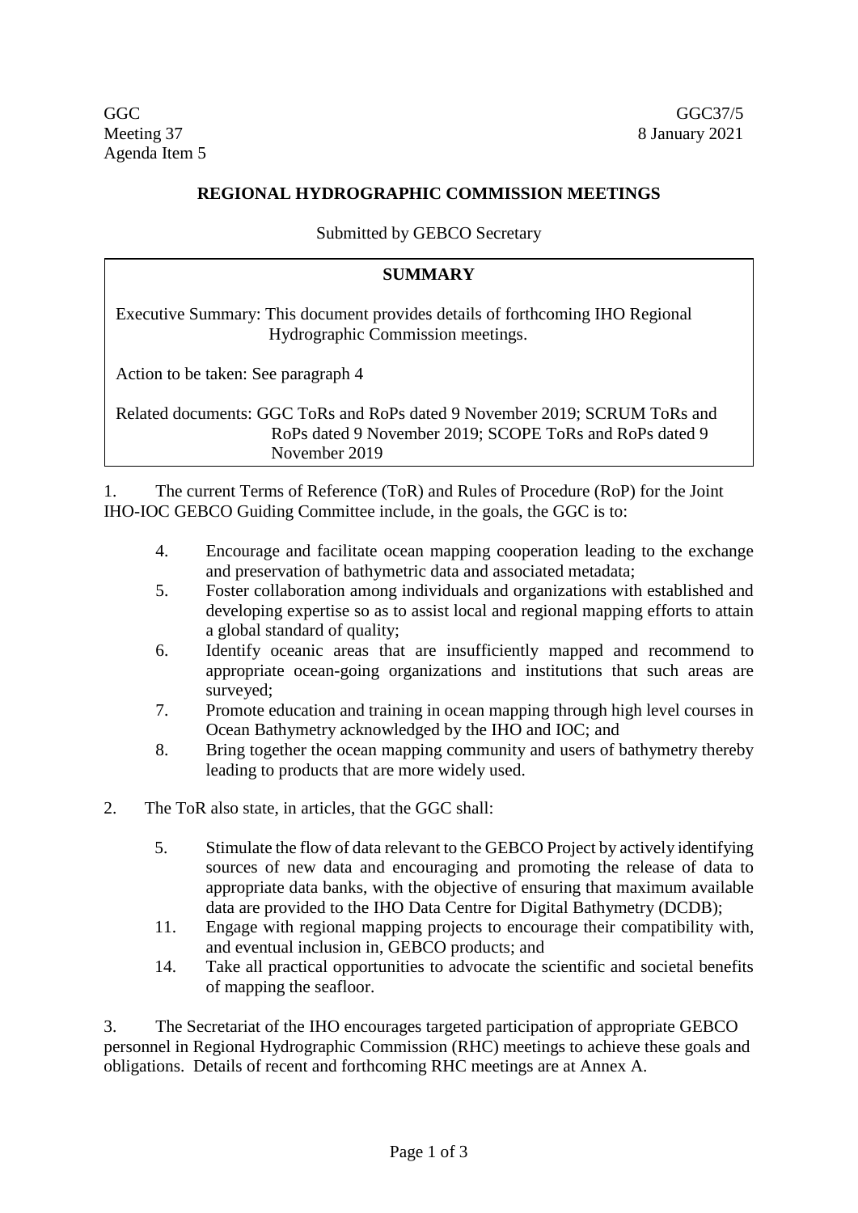GGC
Meeting 37
Agenda Item 5

GGC37/5
8 January 2021

## REGIONAL HYDROGRAPHIC COMMISSION MEETINGS

Submitted by GEBCO Secretary

| **SUMMARY** |
| --- |
| Executive Summary: This document provides details of forthcoming IHO Regional Hydrographic Commission meetings. |
| Action to be taken: See paragraph 4 |
| Related documents: GGC ToRs and RoPs dated 9 November 2019; SCRUM ToRs and RoPs dated 9 November 2019; SCOPE ToRs and RoPs dated 9 November 2019 |

1. The current Terms of Reference (ToR) and Rules of Procedure (RoP) for the Joint IHO-IOC GEBCO Guiding Committee include, in the goals, the GGC is to:

   4. Encourage and facilitate ocean mapping cooperation leading to the exchange and preservation of bathymetric data and associated metadata;
   5. Foster collaboration among individuals and organizations with established and developing expertise so as to assist local and regional mapping efforts to attain a global standard of quality;
   6. Identify oceanic areas that are insufficiently mapped and recommend to appropriate ocean-going organizations and institutions that such areas are surveyed;
   7. Promote education and training in ocean mapping through high level courses in Ocean Bathymetry acknowledged by the IHO and IOC; and
   8. Bring together the ocean mapping community and users of bathymetry thereby leading to products that are more widely used.

2. The ToR also state, in articles, that the GGC shall:

   5. Stimulate the flow of data relevant to the GEBCO Project by actively identifying sources of new data and encouraging and promoting the release of data to appropriate data banks, with the objective of ensuring that maximum available data are provided to the IHO Data Centre for Digital Bathymetry (DCDB);
   11. Engage with regional mapping projects to encourage their compatibility with, and eventual inclusion in, GEBCO products; and
   14. Take all practical opportunities to advocate the scientific and societal benefits of mapping the seafloor.

3. The Secretariat of the IHO encourages targeted participation of appropriate GEBCO personnel in Regional Hydrographic Commission (RHC) meetings to achieve these goals and obligations. Details of recent and forthcoming RHC meetings are at Annex A.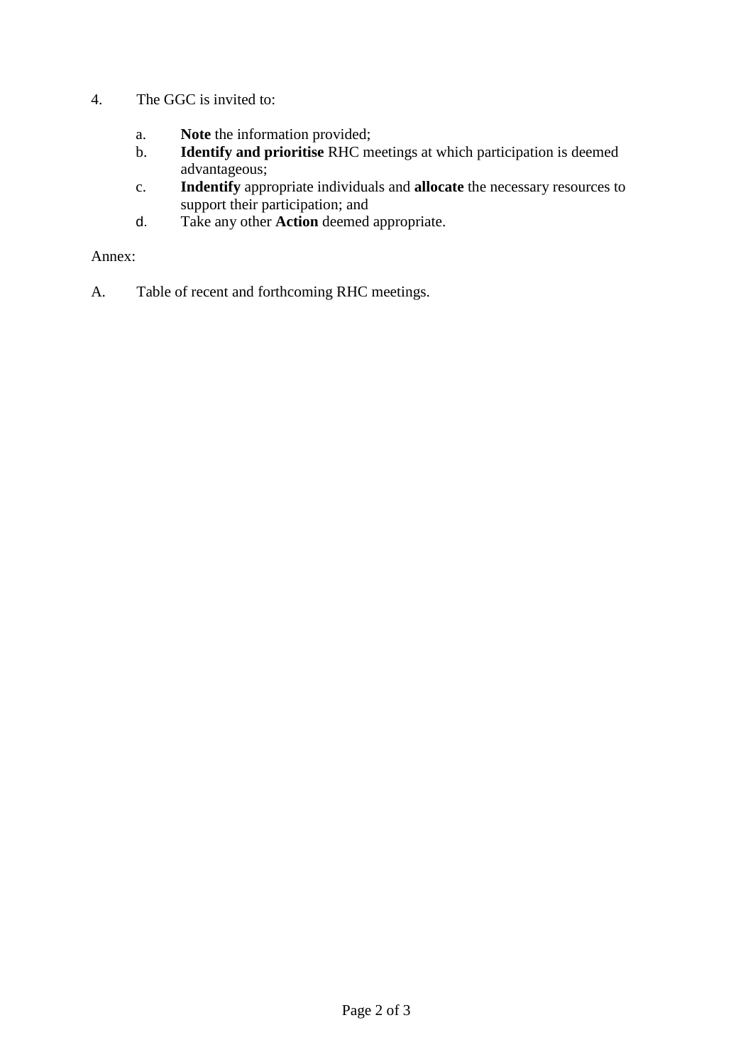4. The GGC is invited to:

   a. **Note** the information provided;
   b. **Identify and prioritise** RHC meetings at which participation is deemed advantageous;
   c. **Indentify** appropriate individuals and **allocate** the necessary resources to support their participation; and
   d. Take any other **Action** deemed appropriate.

Annex:

A. Table of recent and forthcoming RHC meetings.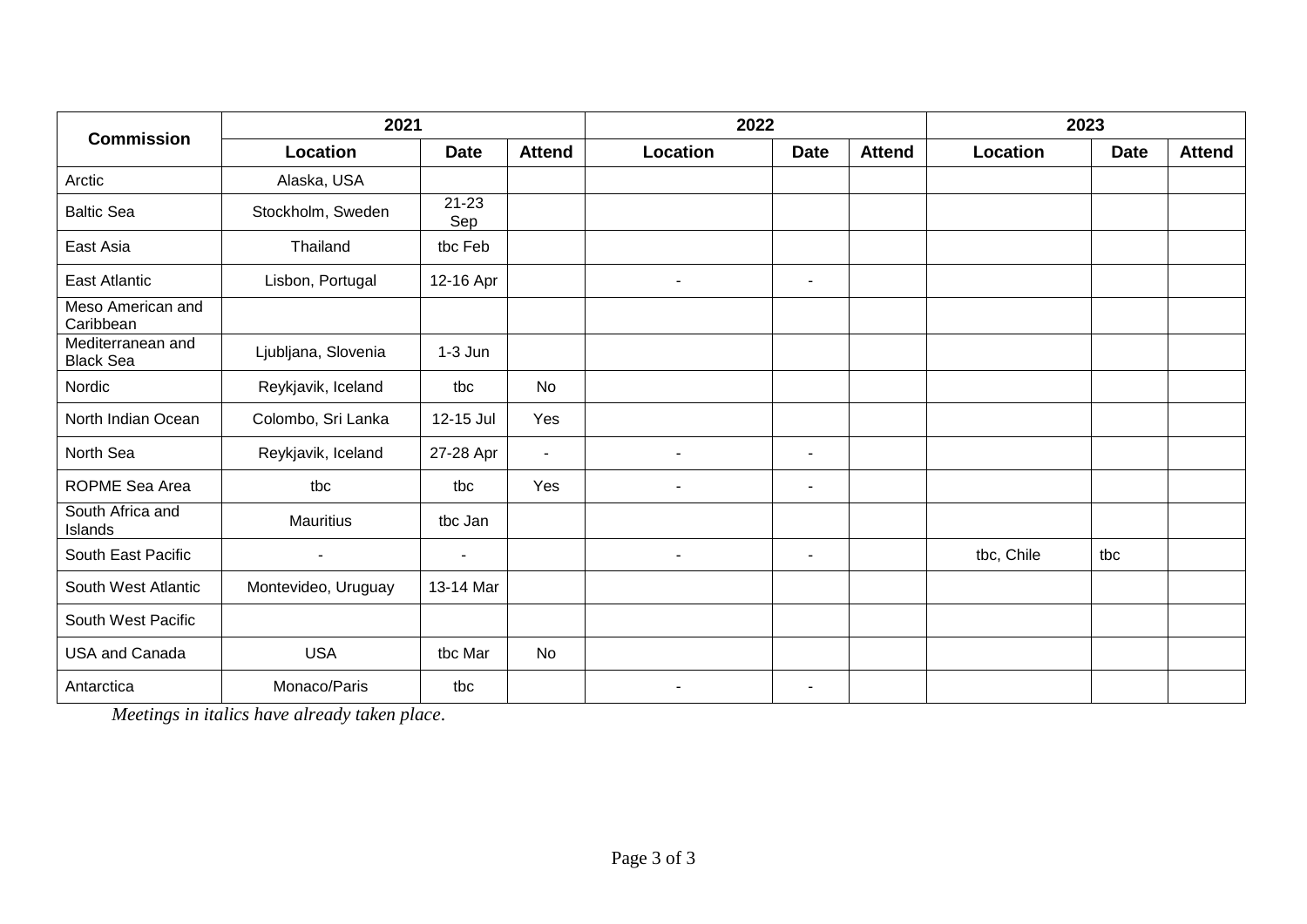| Commission | 2021 | | | 2022 | | | 2023 | | |
|---|---|---|---|---|---|---|---|---|---|
| | Location | Date | Attend | Location | Date | Attend | Location | Date | Attend |
| Arctic | Alaska, USA | | | | | | | | |
| Baltic Sea | Stockholm, Sweden | 21-23 Sep | | | | | | | |
| East Asia | Thailand | tbc Feb | | | | | | | |
| East Atlantic | Lisbon, Portugal | 12-16 Apr | | - | - | | | | |
| Meso American and Caribbean | | | | | | | | | |
| Mediterranean and Black Sea | Ljubljana, Slovenia | 1-3 Jun | | | | | | | |
| Nordic | Reykjavik, Iceland | tbc | No | | | | | | |
| North Indian Ocean | Colombo, Sri Lanka | 12-15 Jul | Yes | | | | | | |
| North Sea | Reykjavik, Iceland | 27-28 Apr | - | - | - | | | | |
| ROPME Sea Area | tbc | tbc | Yes | - | - | | | | |
| South Africa and Islands | Mauritius | tbc Jan | | | | | | | |
| South East Pacific | - | - | | - | - | | tbc, Chile | tbc | |
| South West Atlantic | Montevideo, Uruguay | 13-14 Mar | | | | | | | |
| South West Pacific | | | | | | | | | |
| USA and Canada | USA | tbc Mar | No | | | | | | |
| Antarctica | Monaco/Paris | tbc | | - | - | | | | |

*Meetings in italics have already taken place*.